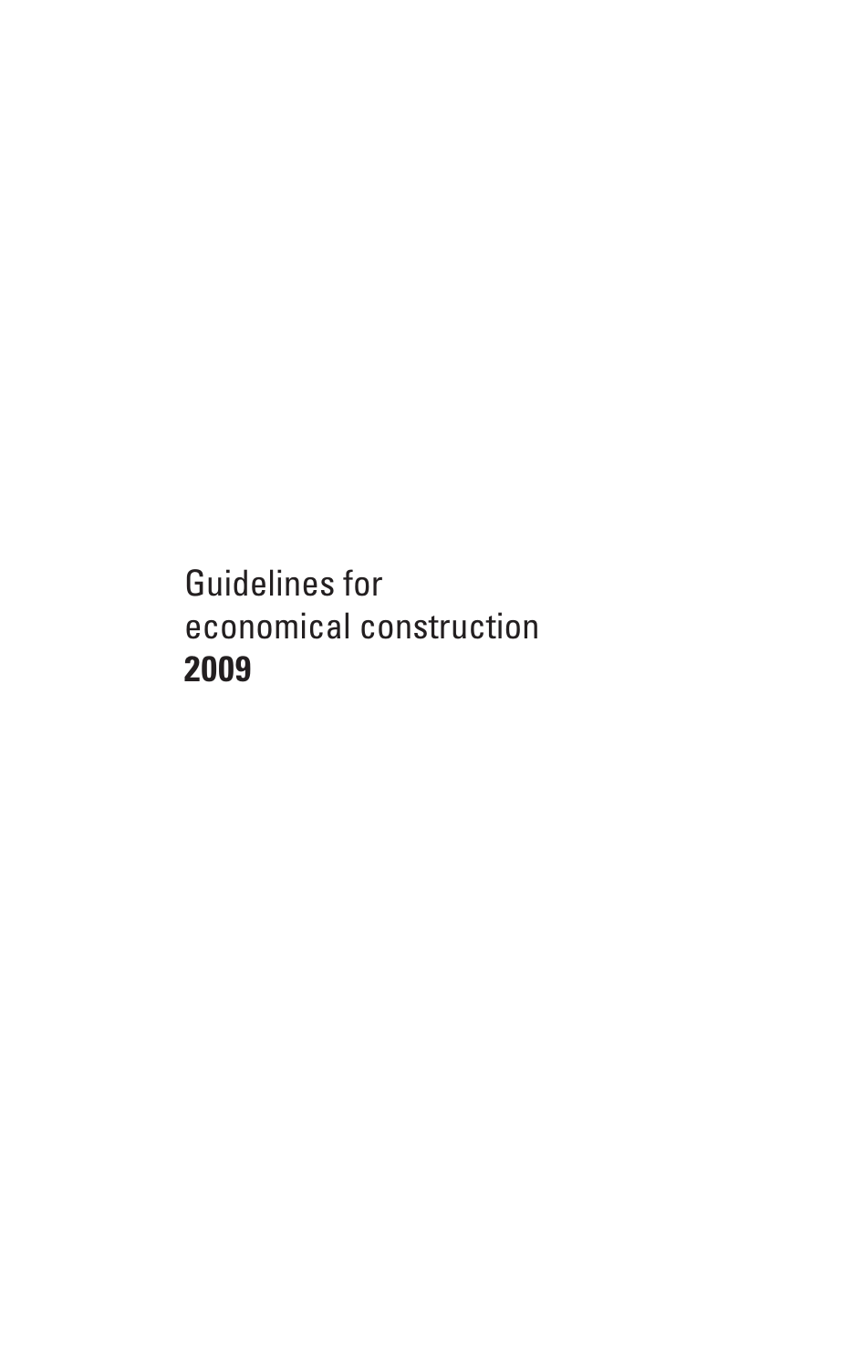# Guidelines for economical construction **2009**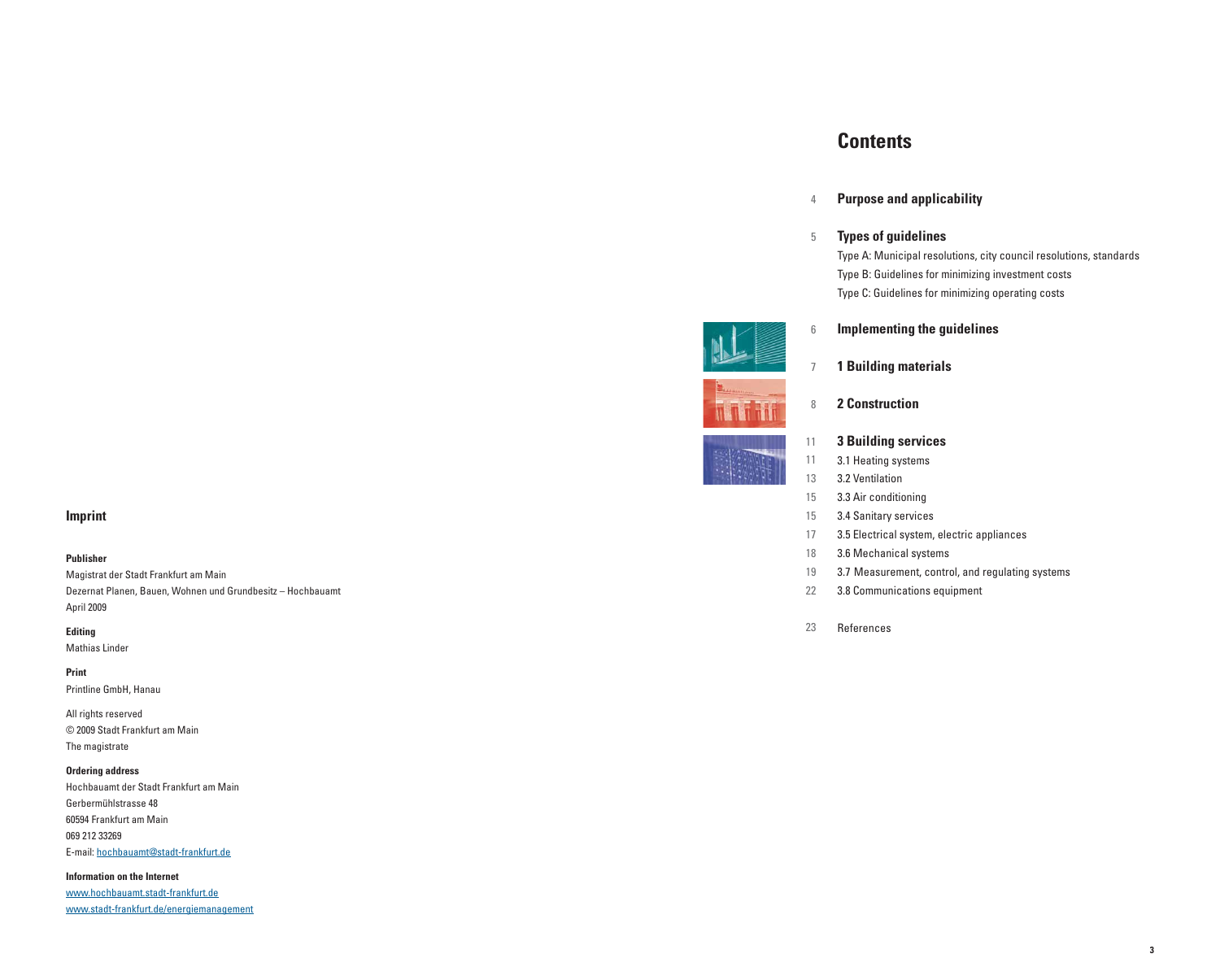# Contents

4 **Purpose and applicability**

5 **Types of guidelines**
Type A: Municipal resolutions, city council resolutions, standards
Type B: Guidelines for minimizing investment costs
Type C: Guidelines for minimizing operating costs

6 **Implementing the guidelines**

7 **1 Building materials**

8 **2 Construction**

11 **3 Building services**
11 3.1 Heating systems
13 3.2 Ventilation
15 3.3 Air conditioning
15 3.4 Sanitary services
17 3.5 Electrical system, electric appliances
18 3.6 Mechanical systems
19 3.7 Measurement, control, and regulating systems
22 3.8 Communications equipment

23 References

## Imprint

**Publisher**
Magistrat der Stadt Frankfurt am Main
Dezernat Planen, Bauen, Wohnen und Grundbesitz – Hochbauamt
April 2009

**Editing**
Mathias Linder

**Print**
Printline GmbH, Hanau

All rights reserved
© 2009 Stadt Frankfurt am Main
The magistrate

**Ordering address**
Hochbauamt der Stadt Frankfurt am Main
Gerbermühlstrasse 48
60594 Frankfurt am Main
069 212 33269
E-mail: hochbauamt@stadt-frankfurt.de

**Information on the Internet**
www.hochbauamt.stadt-frankfurt.de
www.stadt-frankfurt.de/energiemanagement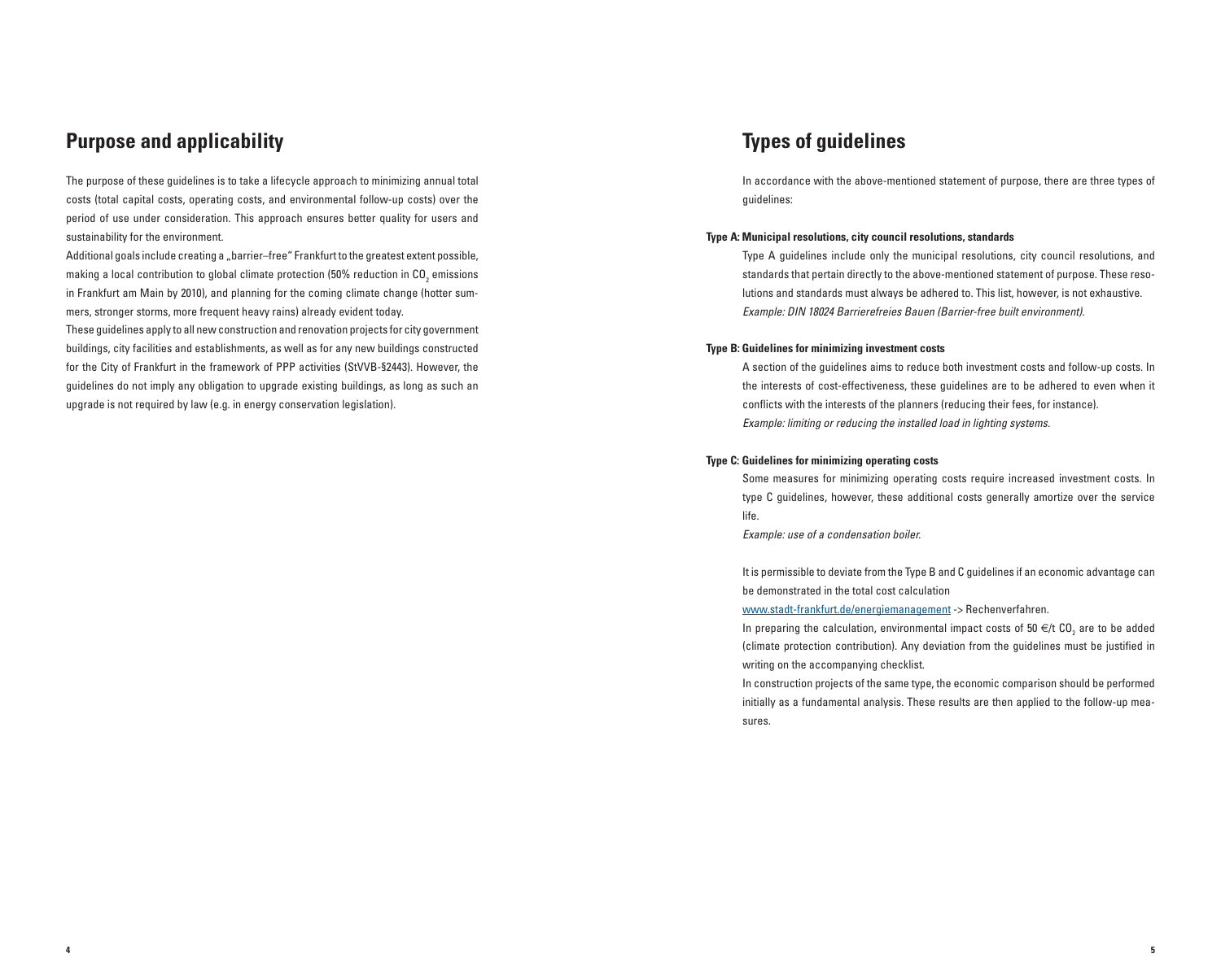## Purpose and applicability

The purpose of these guidelines is to take a lifecycle approach to minimizing annual total costs (total capital costs, operating costs, and environmental follow-up costs) over the period of use under consideration. This approach ensures better quality for users and sustainability for the environment.

Additional goals include creating a „barrier–free" Frankfurt to the greatest extent possible, making a local contribution to global climate protection (50% reduction in $CO_2$ emissions in Frankfurt am Main by 2010), and planning for the coming climate change (hotter summers, stronger storms, more frequent heavy rains) already evident today.

These guidelines apply to all new construction and renovation projects for city government buildings, city facilities and establishments, as well as for any new buildings constructed for the City of Frankfurt in the framework of PPP activities (StVVB-§2443). However, the guidelines do not imply any obligation to upgrade existing buildings, as long as such an upgrade is not required by law (e.g. in energy conservation legislation).

## Types of guidelines

In accordance with the above-mentioned statement of purpose, there are three types of guidelines:

**Type A: Municipal resolutions, city council resolutions, standards**

Type A guidelines include only the municipal resolutions, city council resolutions, and standards that pertain directly to the above-mentioned statement of purpose. These resolutions and standards must always be adhered to. This list, however, is not exhaustive.
*Example: DIN 18024 Barrierefreies Bauen (Barrier-free built environment).*

**Type B: Guidelines for minimizing investment costs**

A section of the guidelines aims to reduce both investment costs and follow-up costs. In the interests of cost-effectiveness, these guidelines are to be adhered to even when it conflicts with the interests of the planners (reducing their fees, for instance).
*Example: limiting or reducing the installed load in lighting systems.*

**Type C: Guidelines for minimizing operating costs**

Some measures for minimizing operating costs require increased investment costs. In type C guidelines, however, these additional costs generally amortize over the service life.
*Example: use of a condensation boiler.*

It is permissible to deviate from the Type B and C guidelines if an economic advantage can be demonstrated in the total cost calculation
www.stadt-frankfurt.de/energiemanagement -> Rechenverfahren.

In preparing the calculation, environmental impact costs of 50 €/t $CO_2$ are to be added (climate protection contribution). Any deviation from the guidelines must be justified in writing on the accompanying checklist.

In construction projects of the same type, the economic comparison should be performed initially as a fundamental analysis. These results are then applied to the follow-up measures.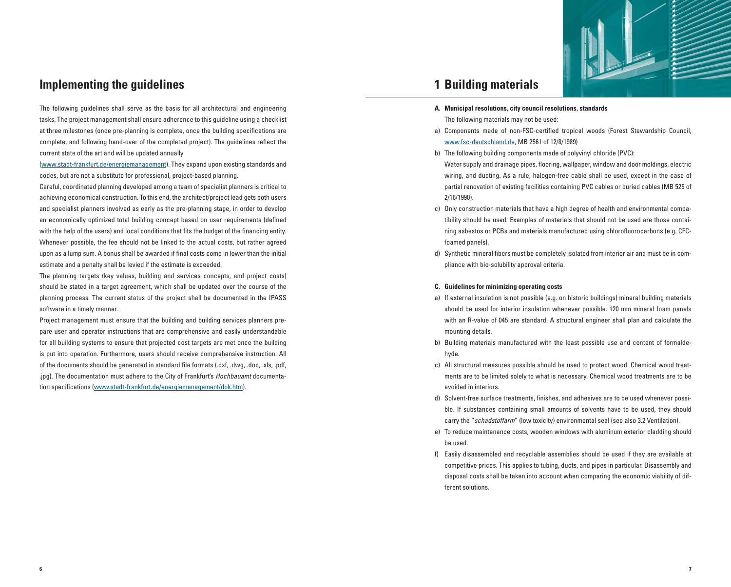## Implementing the guidelines

The following guidelines shall serve as the basis for all architectural and engineering tasks. The project management shall ensure adherence to this guideline using a checklist at three milestones (once pre-planning is complete, once the building specifications are complete, and following hand-over of the completed project). The guidelines reflect the current state of the art and will be updated annually (www.stadt-frankfurt.de/energiemanagement). They expand upon existing standards and codes, but are not a substitute for professional, project-based planning.

Careful, coordinated planning developed among a team of specialist planners is critical to achieving economical construction. To this end, the architect/project lead gets both users and specialist planners involved as early as the pre-planning stage, in order to develop an economically optimized total building concept based on user requirements (defined with the help of the users) and local conditions that fits the budget of the financing entity. Whenever possible, the fee should not be linked to the actual costs, but rather agreed upon as a lump sum. A bonus shall be awarded if final costs come in lower than the initial estimate and a penalty shall be levied if the estimate is exceeded.

The planning targets (key values, building and services concepts, and project costs) should be stated in a target agreement, which shall be updated over the course of the planning process. The current status of the project shall be documented in the IPASS software in a timely manner.

Project management must ensure that the building and building services planners prepare user and operator instructions that are comprehensive and easily understandable for all building systems to ensure that projected cost targets are met once the building is put into operation. Furthermore, users should receive comprehensive instruction. All of the documents should be generated in standard file formats (.dxf, .dwg, .doc, .xls, .pdf, .jpg). The documentation must adhere to the City of Frankfurt's *Hochbauamt* documentation specifications (www.stadt-frankfurt.de/energiemanagement/dok.htm).

# 1 Building materials

**A. Municipal resolutions, city council resolutions, standards**

The following materials may not be used:

a) Components made of non-FSC-certified tropical woods (Forest Stewardship Council, www.fsc-deutschland.de, MB 2561 of 12/8/1989)

b) The following building components made of polyvinyl chloride (PVC): Water supply and drainage pipes, flooring, wallpaper, window and door moldings, electric wiring, and ducting. As a rule, halogen-free cable shall be used, except in the case of partial renovation of existing facilities containing PVC cables or buried cables (MB 525 of 2/16/1990).

c) Only construction materials that have a high degree of health and environmental compatibility should be used. Examples of materials that should not be used are those containing asbestos or PCBs and materials manufactured using chlorofluorocarbons (e.g. CFC-foamed panels).

d) Synthetic mineral fibers must be completely isolated from interior air and must be in compliance with bio-solubility approval criteria.

**C. Guidelines for minimizing operating costs**

a) If external insulation is not possible (e.g. on historic buildings) mineral building materials should be used for interior insulation whenever possible. 120 mm mineral foam panels with an R-value of 045 are standard. A structural engineer shall plan and calculate the mounting details.

b) Building materials manufactured with the least possible use and content of formaldehyde.

c) All structural measures possible should be used to protect wood. Chemical wood treatments are to be limited solely to what is necessary. Chemical wood treatments are to be avoided in interiors.

d) Solvent-free surface treatments, finishes, and adhesives are to be used whenever possible. If substances containing small amounts of solvents have to be used, they should carry the "*schadstoffarm*" (low toxicity) environmental seal (see also 3.2 Ventilation).

e) To reduce maintenance costs, wooden windows with aluminum exterior cladding should be used.

f) Easily disassembled and recyclable assemblies should be used if they are available at competitive prices. This applies to tubing, ducts, and pipes in particular. Disassembly and disposal costs shall be taken into account when comparing the economic viability of different solutions.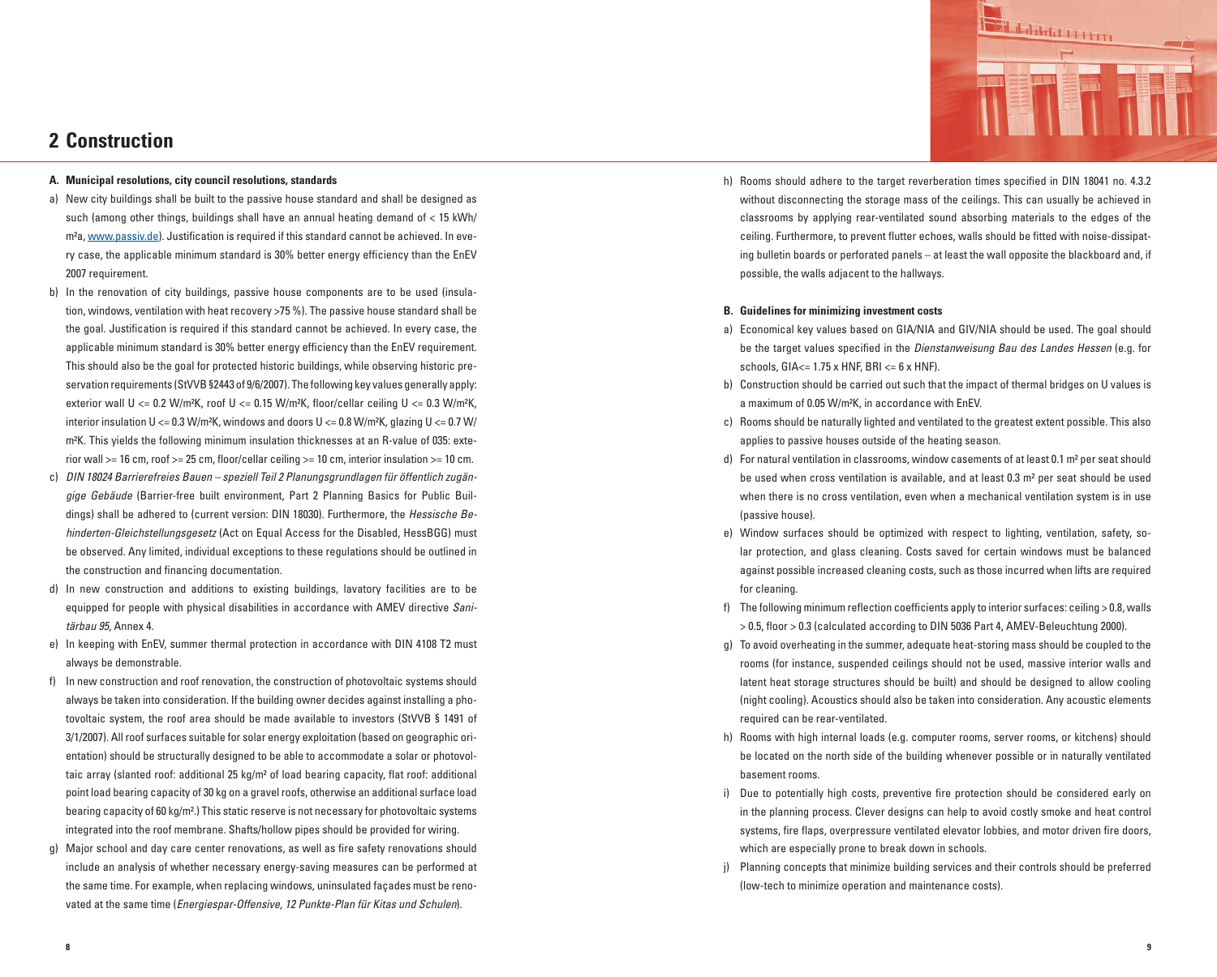## 2 Construction

**A. Municipal resolutions, city council resolutions, standards**

a) New city buildings shall be built to the passive house standard and shall be designed as such (among other things, buildings shall have an annual heating demand of < 15 kWh/m²a, www.passiv.de). Justification is required if this standard cannot be achieved. In every case, the applicable minimum standard is 30% better energy efficiency than the EnEV 2007 requirement.

b) In the renovation of city buildings, passive house components are to be used (insulation, windows, ventilation with heat recovery >75 %). The passive house standard shall be the goal. Justification is required if this standard cannot be achieved. In every case, the applicable minimum standard is 30% better energy efficiency than the EnEV requirement. This should also be the goal for protected historic buildings, while observing historic preservation requirements (StVVB §2443 of 9/6/2007). The following key values generally apply: exterior wall U <= 0.2 W/m²K, roof U <= 0.15 W/m²K, floor/cellar ceiling U <= 0.3 W/m²K, interior insulation U <= 0.3 W/m²K, windows and doors U <= 0.8 W/m²K, glazing U <= 0.7 W/m²K. This yields the following minimum insulation thicknesses at an R-value of 035: exterior wall >= 16 cm, roof >= 25 cm, floor/cellar ceiling >= 10 cm, interior insulation >= 10 cm.

c) *DIN 18024 Barrierefreies Bauen – speziell Teil 2 Planungsgrundlagen für öffentlich zugängige Gebäude* (Barrier-free built environment, Part 2 Planning Basics for Public Buildings) shall be adhered to (current version: DIN 18030). Furthermore, the *Hessische Behinderten-Gleichstellungsgesetz* (Act on Equal Access for the Disabled, HessBGG) must be observed. Any limited, individual exceptions to these regulations should be outlined in the construction and financing documentation.

d) In new construction and additions to existing buildings, lavatory facilities are to be equipped for people with physical disabilities in accordance with AMEV directive *Sanitärbau 95*, Annex 4.

e) In keeping with EnEV, summer thermal protection in accordance with DIN 4108 T2 must always be demonstrable.

f) In new construction and roof renovation, the construction of photovoltaic systems should always be taken into consideration. If the building owner decides against installing a photovoltaic system, the roof area should be made available to investors (StVVB § 1491 of 3/1/2007). All roof surfaces suitable for solar energy exploitation (based on geographic orientation) should be structurally designed to be able to accommodate a solar or photovoltaic array (slanted roof: additional 25 kg/m² of load bearing capacity, flat roof: additional point load bearing capacity of 30 kg on a gravel roofs, otherwise an additional surface load bearing capacity of 60 kg/m².) This static reserve is not necessary for photovoltaic systems integrated into the roof membrane. Shafts/hollow pipes should be provided for wiring.

g) Major school and day care center renovations, as well as fire safety renovations should include an analysis of whether necessary energy-saving measures can be performed at the same time. For example, when replacing windows, uninsulated façades must be renovated at the same time (*Energiespar-Offensive, 12 Punkte-Plan für Kitas und Schulen*).

h) Rooms should adhere to the target reverberation times specified in DIN 18041 no. 4.3.2 without disconnecting the storage mass of the ceilings. This can usually be achieved in classrooms by applying rear-ventilated sound absorbing materials to the edges of the ceiling. Furthermore, to prevent flutter echoes, walls should be fitted with noise-dissipating bulletin boards or perforated panels – at least the wall opposite the blackboard and, if possible, the walls adjacent to the hallways.

**B. Guidelines for minimizing investment costs**

a) Economical key values based on GIA/NIA and GIV/NIA should be used. The goal should be the target values specified in the *Dienstanweisung Bau des Landes Hessen* (e.g. for schools, GIA<= 1.75 x HNF, BRI <= 6 x HNF).

b) Construction should be carried out such that the impact of thermal bridges on U values is a maximum of 0.05 W/m²K, in accordance with EnEV.

c) Rooms should be naturally lighted and ventilated to the greatest extent possible. This also applies to passive houses outside of the heating season.

d) For natural ventilation in classrooms, window casements of at least 0.1 m² per seat should be used when cross ventilation is available, and at least 0.3 m² per seat should be used when there is no cross ventilation, even when a mechanical ventilation system is in use (passive house).

e) Window surfaces should be optimized with respect to lighting, ventilation, safety, solar protection, and glass cleaning. Costs saved for certain windows must be balanced against possible increased cleaning costs, such as those incurred when lifts are required for cleaning.

f) The following minimum reflection coefficients apply to interior surfaces: ceiling > 0.8, walls > 0.5, floor > 0.3 (calculated according to DIN 5036 Part 4, AMEV-Beleuchtung 2000).

g) To avoid overheating in the summer, adequate heat-storing mass should be coupled to the rooms (for instance, suspended ceilings should not be used, massive interior walls and latent heat storage structures should be built) and should be designed to allow cooling (night cooling). Acoustics should also be taken into consideration. Any acoustic elements required can be rear-ventilated.

h) Rooms with high internal loads (e.g. computer rooms, server rooms, or kitchens) should be located on the north side of the building whenever possible or in naturally ventilated basement rooms.

i) Due to potentially high costs, preventive fire protection should be considered early on in the planning process. Clever designs can help to avoid costly smoke and heat control systems, fire flaps, overpressure ventilated elevator lobbies, and motor driven fire doors, which are especially prone to break down in schools.

j) Planning concepts that minimize building services and their controls should be preferred (low-tech to minimize operation and maintenance costs).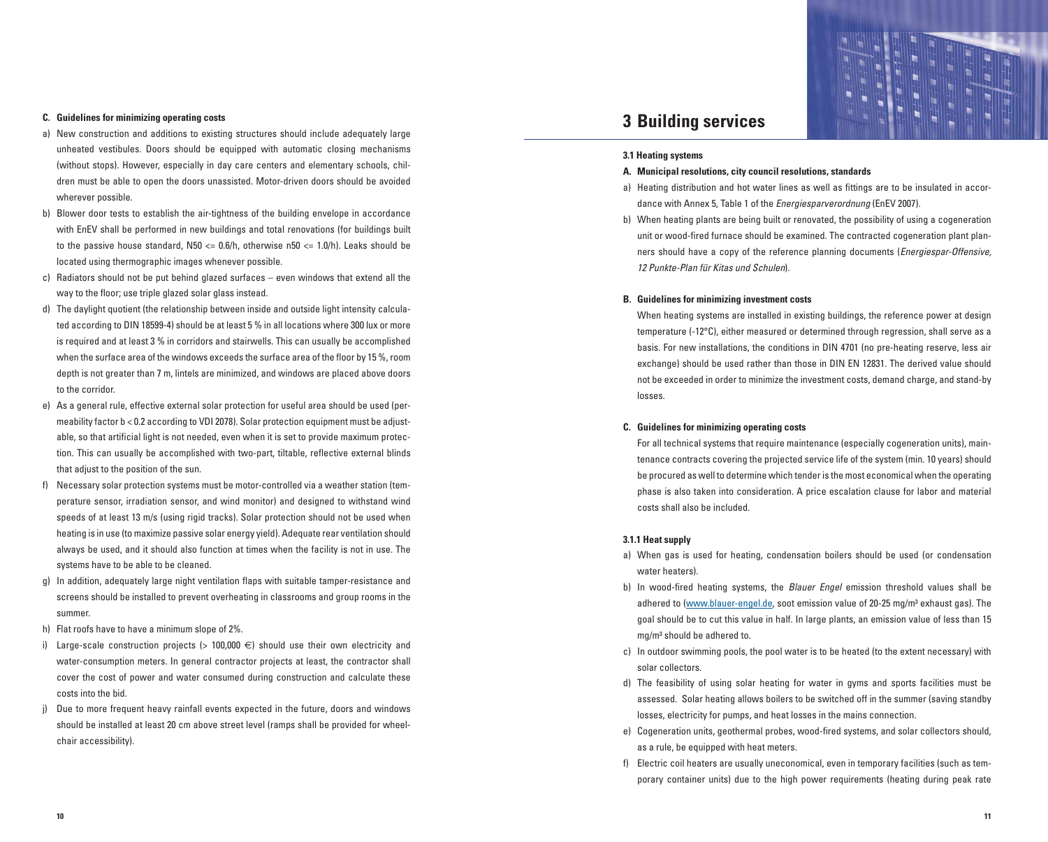**C. Guidelines for minimizing operating costs**

a) New construction and additions to existing structures should include adequately large unheated vestibules. Doors should be equipped with automatic closing mechanisms (without stops). However, especially in day care centers and elementary schools, children must be able to open the doors unassisted. Motor-driven doors should be avoided wherever possible.

b) Blower door tests to establish the air-tightness of the building envelope in accordance with EnEV shall be performed in new buildings and total renovations (for buildings built to the passive house standard, N50 <= 0.6/h, otherwise n50 <= 1.0/h). Leaks should be located using thermographic images whenever possible.

c) Radiators should not be put behind glazed surfaces – even windows that extend all the way to the floor; use triple glazed solar glass instead.

d) The daylight quotient (the relationship between inside and outside light intensity calculated according to DIN 18599-4) should be at least 5 % in all locations where 300 lux or more is required and at least 3 % in corridors and stairwells. This can usually be accomplished when the surface area of the windows exceeds the surface area of the floor by 15 %, room depth is not greater than 7 m, lintels are minimized, and windows are placed above doors to the corridor.

e) As a general rule, effective external solar protection for useful area should be used (permeability factor b < 0.2 according to VDI 2078). Solar protection equipment must be adjustable, so that artificial light is not needed, even when it is set to provide maximum protection. This can usually be accomplished with two-part, tiltable, reflective external blinds that adjust to the position of the sun.

f) Necessary solar protection systems must be motor-controlled via a weather station (temperature sensor, irradiation sensor, and wind monitor) and designed to withstand wind speeds of at least 13 m/s (using rigid tracks). Solar protection should not be used when heating is in use (to maximize passive solar energy yield). Adequate rear ventilation should always be used, and it should also function at times when the facility is not in use. The systems have to be able to be cleaned.

g) In addition, adequately large night ventilation flaps with suitable tamper-resistance and screens should be installed to prevent overheating in classrooms and group rooms in the summer.

h) Flat roofs have to have a minimum slope of 2%.

i) Large-scale construction projects (> 100,000 €) should use their own electricity and water-consumption meters. In general contractor projects at least, the contractor shall cover the cost of power and water consumed during construction and calculate these costs into the bid.

j) Due to more frequent heavy rainfall events expected in the future, doors and windows should be installed at least 20 cm above street level (ramps shall be provided for wheelchair accessibility).

# 3 Building services

### 3.1 Heating systems

**A. Municipal resolutions, city council resolutions, standards**

a) Heating distribution and hot water lines as well as fittings are to be insulated in accordance with Annex 5, Table 1 of the *Energiesparverordnung* (EnEV 2007).

b) When heating plants are being built or renovated, the possibility of using a cogeneration unit or wood-fired furnace should be examined. The contracted cogeneration plant planners should have a copy of the reference planning documents (*Energiespar-Offensive, 12 Punkte-Plan für Kitas und Schulen*).

**B. Guidelines for minimizing investment costs**

When heating systems are installed in existing buildings, the reference power at design temperature (-12°C), either measured or determined through regression, shall serve as a basis. For new installations, the conditions in DIN 4701 (no pre-heating reserve, less air exchange) should be used rather than those in DIN EN 12831. The derived value should not be exceeded in order to minimize the investment costs, demand charge, and stand-by losses.

**C. Guidelines for minimizing operating costs**

For all technical systems that require maintenance (especially cogeneration units), maintenance contracts covering the projected service life of the system (min. 10 years) should be procured as well to determine which tender is the most economical when the operating phase is also taken into consideration. A price escalation clause for labor and material costs shall also be included.

#### 3.1.1 Heat supply

a) When gas is used for heating, condensation boilers should be used (or condensation water heaters).

b) In wood-fired heating systems, the *Blauer Engel* emission threshold values shall be adhered to (www.blauer-engel.de, soot emission value of 20-25 mg/m³ exhaust gas). The goal should be to cut this value in half. In large plants, an emission value of less than 15 mg/m³ should be adhered to.

c) In outdoor swimming pools, the pool water is to be heated (to the extent necessary) with solar collectors.

d) The feasibility of using solar heating for water in gyms and sports facilities must be assessed. Solar heating allows boilers to be switched off in the summer (saving standby losses, electricity for pumps, and heat losses in the mains connection.

e) Cogeneration units, geothermal probes, wood-fired systems, and solar collectors should, as a rule, be equipped with heat meters.

f) Electric coil heaters are usually uneconomical, even in temporary facilities (such as temporary container units) due to the high power requirements (heating during peak rate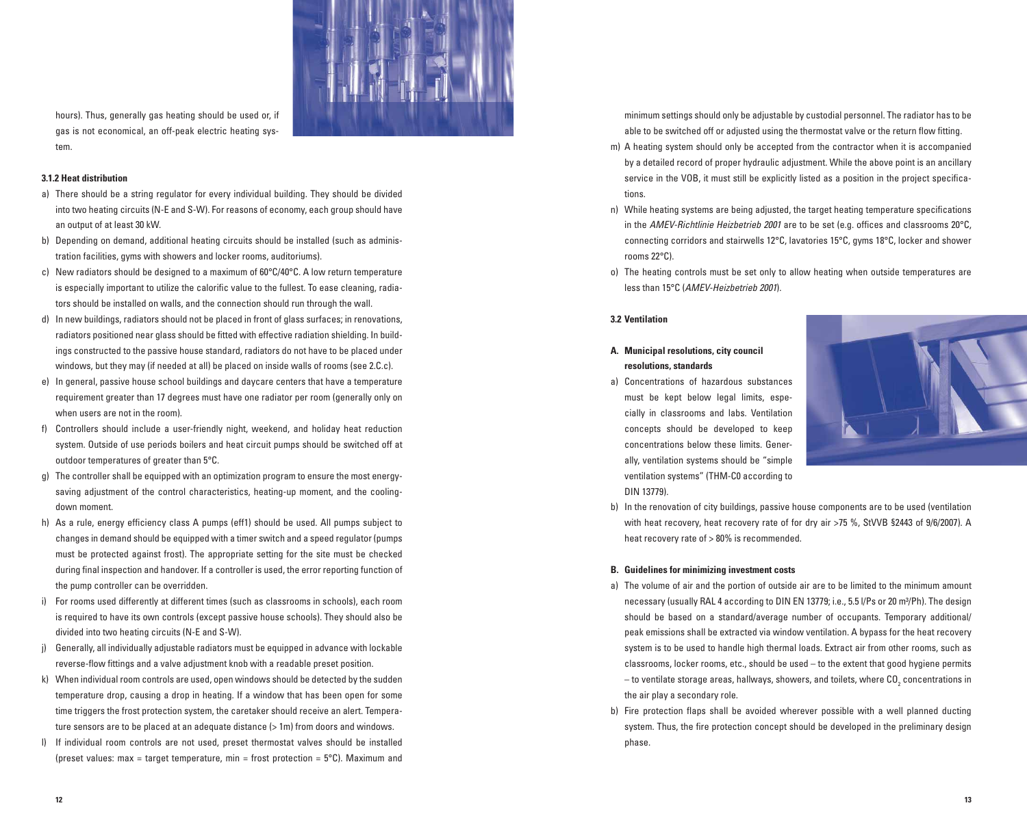hours). Thus, generally gas heating should be used or, if gas is not economical, an off-peak electric heating system.

#### 3.1.2 Heat distribution

a) There should be a string regulator for every individual building. They should be divided into two heating circuits (N-E and S-W). For reasons of economy, each group should have an output of at least 30 kW.

b) Depending on demand, additional heating circuits should be installed (such as administration facilities, gyms with showers and locker rooms, auditoriums).

c) New radiators should be designed to a maximum of 60°C/40°C. A low return temperature is especially important to utilize the calorific value to the fullest. To ease cleaning, radiators should be installed on walls, and the connection should run through the wall.

d) In new buildings, radiators should not be placed in front of glass surfaces; in renovations, radiators positioned near glass should be fitted with effective radiation shielding. In buildings constructed to the passive house standard, radiators do not have to be placed under windows, but they may (if needed at all) be placed on inside walls of rooms (see 2.C.c).

e) In general, passive house school buildings and daycare centers that have a temperature requirement greater than 17 degrees must have one radiator per room (generally only on when users are not in the room).

f) Controllers should include a user-friendly night, weekend, and holiday heat reduction system. Outside of use periods boilers and heat circuit pumps should be switched off at outdoor temperatures of greater than 5°C.

g) The controller shall be equipped with an optimization program to ensure the most energy-saving adjustment of the control characteristics, heating-up moment, and the cooling-down moment.

h) As a rule, energy efficiency class A pumps (eff1) should be used. All pumps subject to changes in demand should be equipped with a timer switch and a speed regulator (pumps must be protected against frost). The appropriate setting for the site must be checked during final inspection and handover. If a controller is used, the error reporting function of the pump controller can be overridden.

i) For rooms used differently at different times (such as classrooms in schools), each room is required to have its own controls (except passive house schools). They should also be divided into two heating circuits (N-E and S-W).

j) Generally, all individually adjustable radiators must be equipped in advance with lockable reverse-flow fittings and a valve adjustment knob with a readable preset position.

k) When individual room controls are used, open windows should be detected by the sudden temperature drop, causing a drop in heating. If a window that has been open for some time triggers the frost protection system, the caretaker should receive an alert. Temperature sensors are to be placed at an adequate distance (> 1m) from doors and windows.

l) If individual room controls are not used, preset thermostat valves should be installed (preset values: max = target temperature, min = frost protection = 5°C). Maximum and minimum settings should only be adjustable by custodial personnel. The radiator has to be able to be switched off or adjusted using the thermostat valve or the return flow fitting.

m) A heating system should only be accepted from the contractor when it is accompanied by a detailed record of proper hydraulic adjustment. While the above point is an ancillary service in the VOB, it must still be explicitly listed as a position in the project specifications.

n) While heating systems are being adjusted, the target heating temperature specifications in the *AMEV-Richtlinie Heizbetrieb 2001* are to be set (e.g. offices and classrooms 20°C, connecting corridors and stairwells 12°C, lavatories 15°C, gyms 18°C, locker and shower rooms 22°C).

o) The heating controls must be set only to allow heating when outside temperatures are less than 15°C (*AMEV-Heizbetrieb 2001*).

### 3.2 Ventilation

#### A. Municipal resolutions, city council resolutions, standards

a) Concentrations of hazardous substances must be kept below legal limits, especially in classrooms and labs. Ventilation concepts should be developed to keep concentrations below these limits. Generally, ventilation systems should be "simple ventilation systems" (THM-C0 according to DIN 13779).

b) In the renovation of city buildings, passive house components are to be used (ventilation with heat recovery, heat recovery rate of for dry air >75 %, StVVB §2443 of 9/6/2007). A heat recovery rate of > 80% is recommended.

#### B. Guidelines for minimizing investment costs

a) The volume of air and the portion of outside air are to be limited to the minimum amount necessary (usually RAL 4 according to DIN EN 13779; i.e., 5.5 l/Ps or 20 m³/Ph). The design should be based on a standard/average number of occupants. Temporary additional/ peak emissions shall be extracted via window ventilation. A bypass for the heat recovery system is to be used to handle high thermal loads. Extract air from other rooms, such as classrooms, locker rooms, etc., should be used – to the extent that good hygiene permits – to ventilate storage areas, hallways, showers, and toilets, where $CO_2$ concentrations in the air play a secondary role.

b) Fire protection flaps shall be avoided wherever possible with a well planned ducting system. Thus, the fire protection concept should be developed in the preliminary design phase.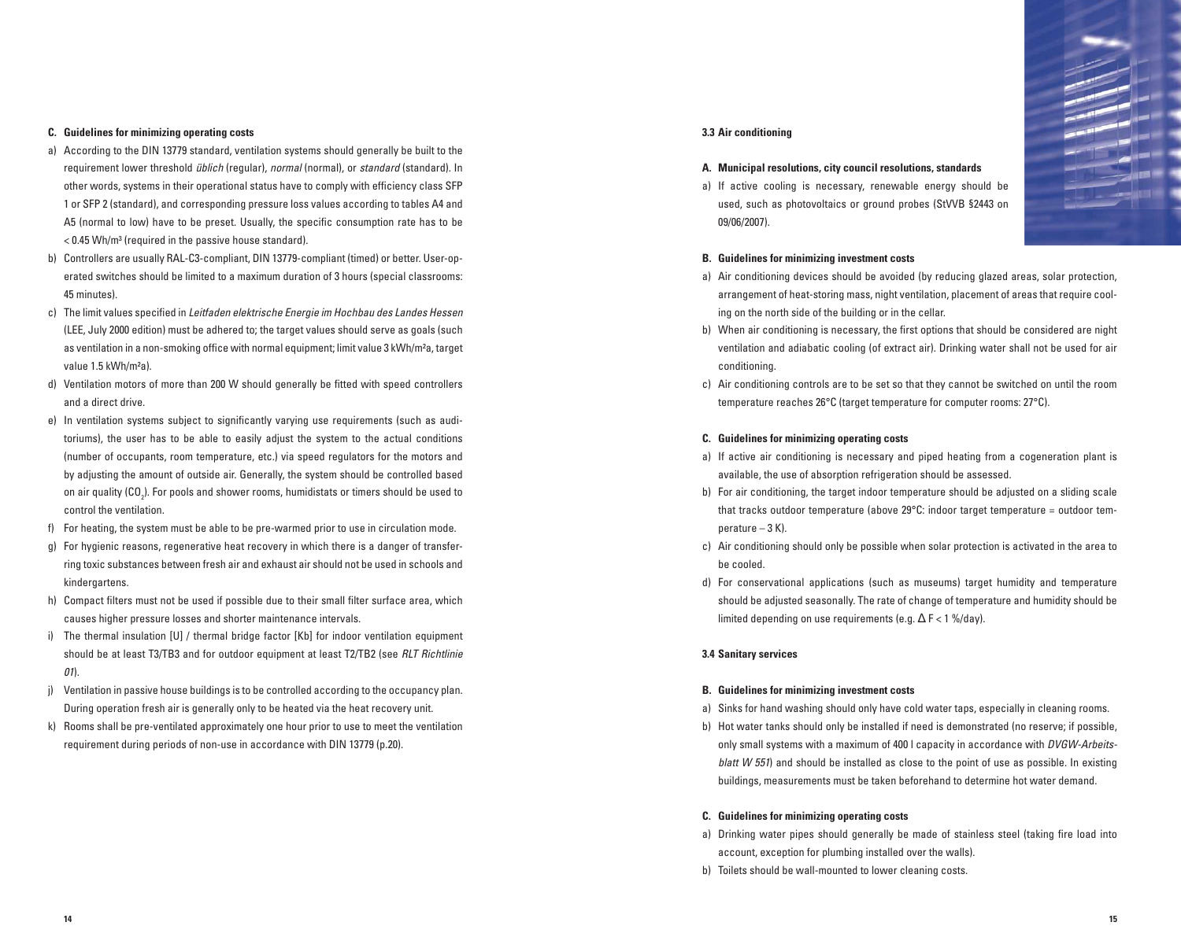### C. Guidelines for minimizing operating costs

a) According to the DIN 13779 standard, ventilation systems should generally be built to the requirement lower threshold *üblich* (regular), *normal* (normal), or *standard* (standard). In other words, systems in their operational status have to comply with efficiency class SFP 1 or SFP 2 (standard), and corresponding pressure loss values according to tables A4 and A5 (normal to low) have to be preset. Usually, the specific consumption rate has to be < 0.45 Wh/m³ (required in the passive house standard).

b) Controllers are usually RAL-C3-compliant, DIN 13779-compliant (timed) or better. User-operated switches should be limited to a maximum duration of 3 hours (special classrooms: 45 minutes).

c) The limit values specified in *Leitfaden elektrische Energie im Hochbau des Landes Hessen* (LEE, July 2000 edition) must be adhered to; the target values should serve as goals (such as ventilation in a non-smoking office with normal equipment; limit value 3 kWh/m²a, target value 1.5 kWh/m²a).

d) Ventilation motors of more than 200 W should generally be fitted with speed controllers and a direct drive.

e) In ventilation systems subject to significantly varying use requirements (such as auditoriums), the user has to be able to easily adjust the system to the actual conditions (number of occupants, room temperature, etc.) via speed regulators for the motors and by adjusting the amount of outside air. Generally, the system should be controlled based on air quality ($CO_2$). For pools and shower rooms, humidistats or timers should be used to control the ventilation.

f) For heating, the system must be able to be pre-warmed prior to use in circulation mode.

g) For hygienic reasons, regenerative heat recovery in which there is a danger of transferring toxic substances between fresh air and exhaust air should not be used in schools and kindergartens.

h) Compact filters must not be used if possible due to their small filter surface area, which causes higher pressure losses and shorter maintenance intervals.

i) The thermal insulation [U] / thermal bridge factor [Kb] for indoor ventilation equipment should be at least T3/TB3 and for outdoor equipment at least T2/TB2 (see *RLT Richtlinie 01*).

j) Ventilation in passive house buildings is to be controlled according to the occupancy plan. During operation fresh air is generally only to be heated via the heat recovery unit.

k) Rooms shall be pre-ventilated approximately one hour prior to use to meet the ventilation requirement during periods of non-use in accordance with DIN 13779 (p.20).

## 3.3 Air conditioning

### A. Municipal resolutions, city council resolutions, standards

a) If active cooling is necessary, renewable energy should be used, such as photovoltaics or ground probes (StVVB §2443 on 09/06/2007).

### B. Guidelines for minimizing investment costs

a) Air conditioning devices should be avoided (by reducing glazed areas, solar protection, arrangement of heat-storing mass, night ventilation, placement of areas that require cooling on the north side of the building or in the cellar.

b) When air conditioning is necessary, the first options that should be considered are night ventilation and adiabatic cooling (of extract air). Drinking water shall not be used for air conditioning.

c) Air conditioning controls are to be set so that they cannot be switched on until the room temperature reaches 26°C (target temperature for computer rooms: 27°C).

### C. Guidelines for minimizing operating costs

a) If active air conditioning is necessary and piped heating from a cogeneration plant is available, the use of absorption refrigeration should be assessed.

b) For air conditioning, the target indoor temperature should be adjusted on a sliding scale that tracks outdoor temperature (above 29°C: indoor target temperature = outdoor temperature – 3 K).

c) Air conditioning should only be possible when solar protection is activated in the area to be cooled.

d) For conservational applications (such as museums) target humidity and temperature should be adjusted seasonally. The rate of change of temperature and humidity should be limited depending on use requirements (e.g. $\Delta F < 1$ %/day).

## 3.4 Sanitary services

### B. Guidelines for minimizing investment costs

a) Sinks for hand washing should only have cold water taps, especially in cleaning rooms.

b) Hot water tanks should only be installed if need is demonstrated (no reserve; if possible, only small systems with a maximum of 400 l capacity in accordance with *DVGW-Arbeitsblatt W 551*) and should be installed as close to the point of use as possible. In existing buildings, measurements must be taken beforehand to determine hot water demand.

### C. Guidelines for minimizing operating costs

a) Drinking water pipes should generally be made of stainless steel (taking fire load into account, exception for plumbing installed over the walls).

b) Toilets should be wall-mounted to lower cleaning costs.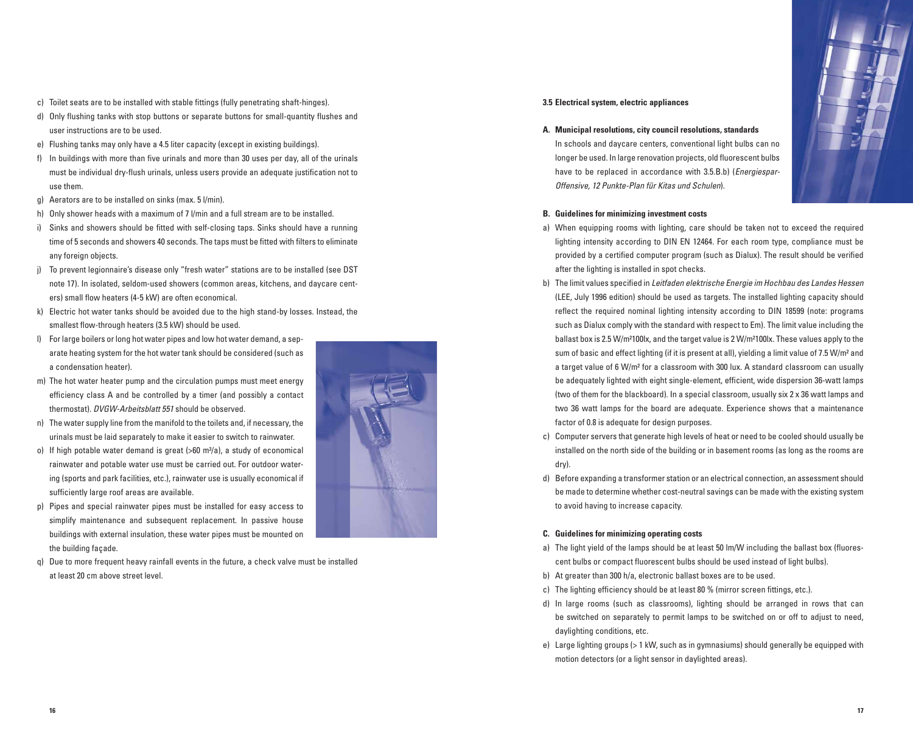c) Toilet seats are to be installed with stable fittings (fully penetrating shaft-hinges).
d) Only flushing tanks with stop buttons or separate buttons for small-quantity flushes and user instructions are to be used.
e) Flushing tanks may only have a 4.5 liter capacity (except in existing buildings).
f) In buildings with more than five urinals and more than 30 uses per day, all of the urinals must be individual dry-flush urinals, unless users provide an adequate justification not to use them.
g) Aerators are to be installed on sinks (max. 5 l/min).
h) Only shower heads with a maximum of 7 l/min and a full stream are to be installed.
i) Sinks and showers should be fitted with self-closing taps. Sinks should have a running time of 5 seconds and showers 40 seconds. The taps must be fitted with filters to eliminate any foreign objects.
j) To prevent legionnaire's disease only "fresh water" stations are to be installed (see DST note 17). In isolated, seldom-used showers (common areas, kitchens, and daycare centers) small flow heaters (4-5 kW) are often economical.
k) Electric hot water tanks should be avoided due to the high stand-by losses. Instead, the smallest flow-through heaters (3.5 kW) should be used.
l) For large boilers or long hot water pipes and low hot water demand, a separate heating system for the hot water tank should be considered (such as a condensation heater).
m) The hot water heater pump and the circulation pumps must meet energy efficiency class A and be controlled by a timer (and possibly a contact thermostat). *DVGW-Arbeitsblatt 551* should be observed.
n) The water supply line from the manifold to the toilets and, if necessary, the urinals must be laid separately to make it easier to switch to rainwater.
o) If high potable water demand is great (>60 m³/a), a study of economical rainwater and potable water use must be carried out. For outdoor watering (sports and park facilities, etc.), rainwater use is usually economical if sufficiently large roof areas are available.
p) Pipes and special rainwater pipes must be installed for easy access to simplify maintenance and subsequent replacement. In passive house buildings with external insulation, these water pipes must be mounted on the building façade.
q) Due to more frequent heavy rainfall events in the future, a check valve must be installed at least 20 cm above street level.

### 3.5 Electrical system, electric appliances

**A. Municipal resolutions, city council resolutions, standards**

In schools and daycare centers, conventional light bulbs can no longer be used. In large renovation projects, old fluorescent bulbs have to be replaced in accordance with 3.5.B.b) (*Energiespar-Offensive, 12 Punkte-Plan für Kitas und Schulen*).

**B. Guidelines for minimizing investment costs**

a) When equipping rooms with lighting, care should be taken not to exceed the required lighting intensity according to DIN EN 12464. For each room type, compliance must be provided by a certified computer program (such as Dialux). The result should be verified after the lighting is installed in spot checks.
b) The limit values specified in *Leitfaden elektrische Energie im Hochbau des Landes Hessen* (LEE, July 1996 edition) should be used as targets. The installed lighting capacity should reflect the required nominal lighting intensity according to DIN 18599 (note: programs such as Dialux comply with the standard with respect to Em). The limit value including the ballast box is 2.5 W/m²100lx, and the target value is 2 W/m²100lx. These values apply to the sum of basic and effect lighting (if it is present at all), yielding a limit value of 7.5 W/m² and a target value of 6 W/m² for a classroom with 300 lux. A standard classroom can usually be adequately lighted with eight single-element, efficient, wide dispersion 36-watt lamps (two of them for the blackboard). In a special classroom, usually six 2 x 36 watt lamps and two 36 watt lamps for the board are adequate. Experience shows that a maintenance factor of 0.8 is adequate for design purposes.
c) Computer servers that generate high levels of heat or need to be cooled should usually be installed on the north side of the building or in basement rooms (as long as the rooms are dry).
d) Before expanding a transformer station or an electrical connection, an assessment should be made to determine whether cost-neutral savings can be made with the existing system to avoid having to increase capacity.

**C. Guidelines for minimizing operating costs**

a) The light yield of the lamps should be at least 50 lm/W including the ballast box (fluorescent bulbs or compact fluorescent bulbs should be used instead of light bulbs).
b) At greater than 300 h/a, electronic ballast boxes are to be used.
c) The lighting efficiency should be at least 80 % (mirror screen fittings, etc.).
d) In large rooms (such as classrooms), lighting should be arranged in rows that can be switched on separately to permit lamps to be switched on or off to adjust to need, daylighting conditions, etc.
e) Large lighting groups (> 1 kW, such as in gymnasiums) should generally be equipped with motion detectors (or a light sensor in daylighted areas).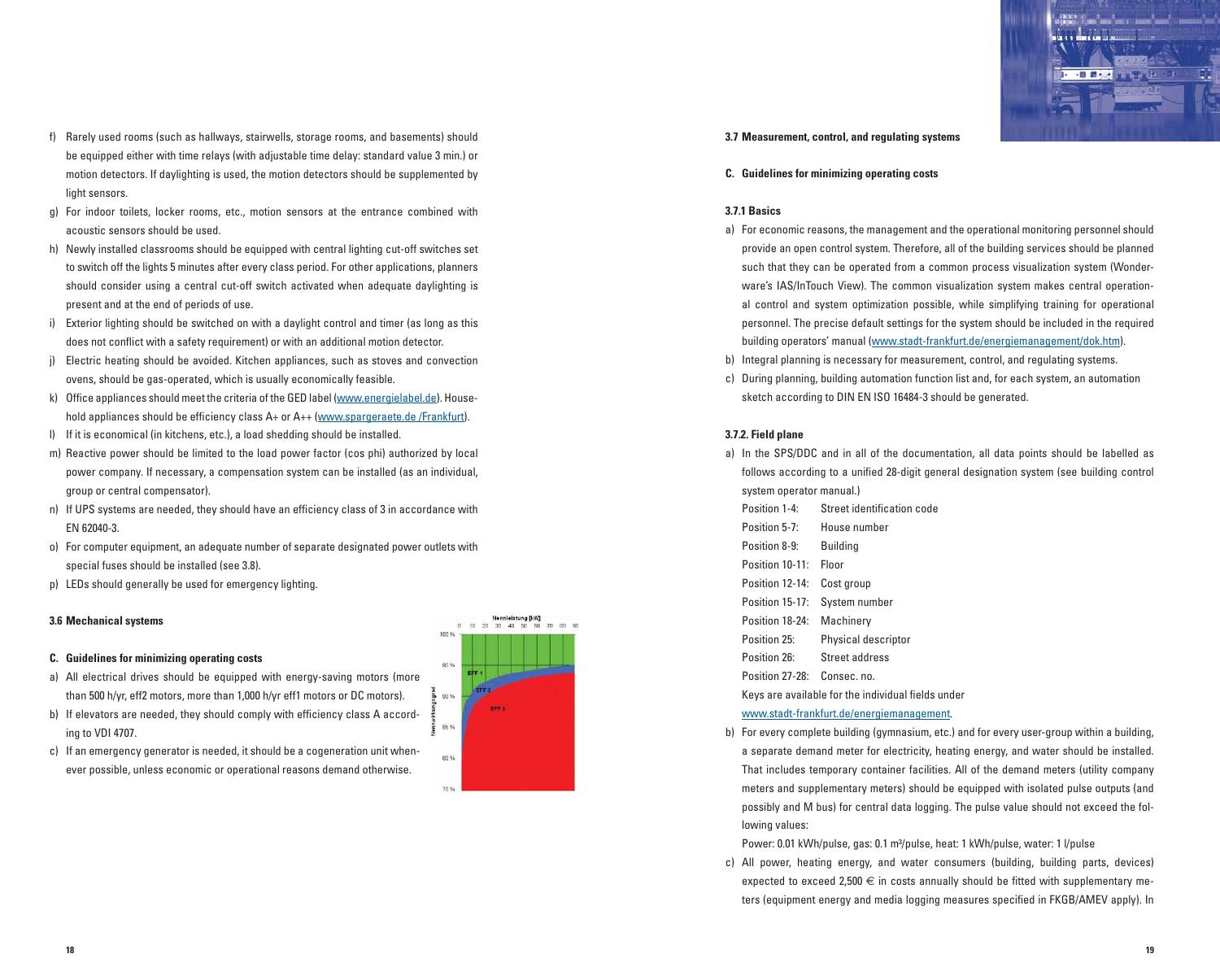f) Rarely used rooms (such as hallways, stairwells, storage rooms, and basements) should be equipped either with time relays (with adjustable time delay: standard value 3 min.) or motion detectors. If daylighting is used, the motion detectors should be supplemented by light sensors.
g) For indoor toilets, locker rooms, etc., motion sensors at the entrance combined with acoustic sensors should be used.
h) Newly installed classrooms should be equipped with central lighting cut-off switches set to switch off the lights 5 minutes after every class period. For other applications, planners should consider using a central cut-off switch activated when adequate daylighting is present and at the end of periods of use.
i) Exterior lighting should be switched on with a daylight control and timer (as long as this does not conflict with a safety requirement) or with an additional motion detector.
j) Electric heating should be avoided. Kitchen appliances, such as stoves and convection ovens, should be gas-operated, which is usually economically feasible.
k) Office appliances should meet the criteria of the GED label (www.energielabel.de). Household appliances should be efficiency class A+ or A++ (www.spargeraete.de /Frankfurt).
l) If it is economical (in kitchens, etc.), a load shedding should be installed.
m) Reactive power should be limited to the load power factor (cos phi) authorized by local power company. If necessary, a compensation system can be installed (as an individual, group or central compensator).
n) If UPS systems are needed, they should have an efficiency class of 3 in accordance with EN 62040-3.
o) For computer equipment, an adequate number of separate designated power outlets with special fuses should be installed (see 3.8).
p) LEDs should generally be used for emergency lighting.

### 3.6 Mechanical systems

**C. Guidelines for minimizing operating costs**

a) All electrical drives should be equipped with energy-saving motors (more than 500 h/yr, eff2 motors, more than 1,000 h/yr eff1 motors or DC motors).
b) If elevators are needed, they should comply with efficiency class A according to VDI 4707.
c) If an emergency generator is needed, it should be a cogeneration unit whenever possible, unless economic or operational reasons demand otherwise.

### 3.7 Measurement, control, and regulating systems

**C. Guidelines for minimizing operating costs**

#### 3.7.1 Basics

a) For economic reasons, the management and the operational monitoring personnel should provide an open control system. Therefore, all of the building services should be planned such that they can be operated from a common process visualization system (Wonderware's IAS/InTouch View). The common visualization system makes central operational control and system optimization possible, while simplifying training for operational personnel. The precise default settings for the system should be included in the required building operators' manual (www.stadt-frankfurt.de/energiemanagement/dok.htm).
b) Integral planning is necessary for measurement, control, and regulating systems.
c) During planning, building automation function list and, for each system, an automation sketch according to DIN EN ISO 16484-3 should be generated.

#### 3.7.2. Field plane

a) In the SPS/DDC and in all of the documentation, all data points should be labelled as follows according to a unified 28-digit general designation system (see building control system operator manual.)

   Position 1-4: Street identification code
   Position 5-7: House number
   Position 8-9: Building
   Position 10-11: Floor
   Position 12-14: Cost group
   Position 15-17: System number
   Position 18-24: Machinery
   Position 25: Physical descriptor
   Position 26: Street address
   Position 27-28: Consec. no.

   Keys are available for the individual fields under www.stadt-frankfurt.de/energiemanagement.

b) For every complete building (gymnasium, etc.) and for every user-group within a building, a separate demand meter for electricity, heating energy, and water should be installed. That includes temporary container facilities. All of the demand meters (utility company meters and supplementary meters) should be equipped with isolated pulse outputs (and possibly and M bus) for central data logging. The pulse value should not exceed the following values:

   Power: 0.01 kWh/pulse, gas: 0.1 m³/pulse, heat: 1 kWh/pulse, water: 1 l/pulse

c) All power, heating energy, and water consumers (building, building parts, devices) expected to exceed 2,500 € in costs annually should be fitted with supplementary meters (equipment energy and media logging measures specified in FKGB/AMEV apply). In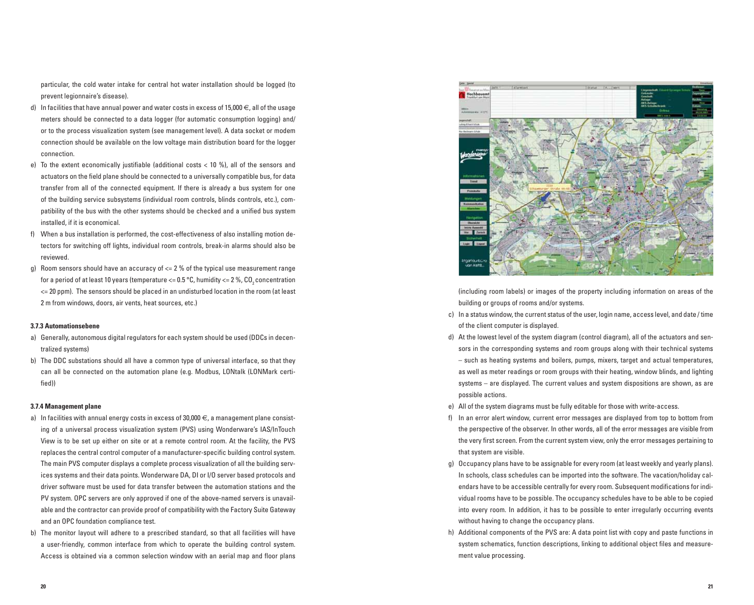particular, the cold water intake for central hot water installation should be logged (to prevent legionnaire's disease).

d) In facilities that have annual power and water costs in excess of 15,000 €, all of the usage meters should be connected to a data logger (for automatic consumption logging) and/ or to the process visualization system (see management level). A data socket or modem connection should be available on the low voltage main distribution board for the logger connection.

e) To the extent economically justifiable (additional costs < 10 %), all of the sensors and actuators on the field plane should be connected to a universally compatible bus, for data transfer from all of the connected equipment. If there is already a bus system for one of the building service subsystems (individual room controls, blinds controls, etc.), compatibility of the bus with the other systems should be checked and a unified bus system installed, if it is economical.

f) When a bus installation is performed, the cost-effectiveness of also installing motion detectors for switching off lights, individual room controls, break-in alarms should also be reviewed.

g) Room sensors should have an accuracy of <= 2 % of the typical use measurement range for a period of at least 10 years (temperature <= 0.5 °C, humidity <= 2 %, $CO_2$ concentration <= 20 ppm). The sensors should be placed in an undisturbed location in the room (at least 2 m from windows, doors, air vents, heat sources, etc.)

### 3.7.3 Automationsebene

a) Generally, autonomous digital regulators for each system should be used (DDCs in decentralized systems)

b) The DDC substations should all have a common type of universal interface, so that they can all be connected on the automation plane (e.g. Modbus, LONtalk (LONMark certified))

### 3.7.4 Management plane

a) In facilities with annual energy costs in excess of 30,000 €, a management plane consisting of a universal process visualization system (PVS) using Wonderware's IAS/InTouch View is to be set up either on site or at a remote control room. At the facility, the PVS replaces the central control computer of a manufacturer-specific building control system. The main PVS computer displays a complete process visualization of all the building services systems and their data points. Wonderware DA, DI or I/O server based protocols and driver software must be used for data transfer between the automation stations and the PV system. OPC servers are only approved if one of the above-named servers is unavailable and the contractor can provide proof of compatibility with the Factory Suite Gateway and an OPC foundation compliance test.

b) The monitor layout will adhere to a prescribed standard, so that all facilities will have a user-friendly, common interface from which to operate the building control system. Access is obtained via a common selection window with an aerial map and floor plans (including room labels) or images of the property including information on areas of the building or groups of rooms and/or systems.

c) In a status window, the current status of the user, login name, access level, and date / time of the client computer is displayed.

d) At the lowest level of the system diagram (control diagram), all of the actuators and sensors in the corresponding systems and room groups along with their technical systems – such as heating systems and boilers, pumps, mixers, target and actual temperatures, as well as meter readings or room groups with their heating, window blinds, and lighting systems – are displayed. The current values and system dispositions are shown, as are possible actions.

e) All of the system diagrams must be fully editable for those with write-access.

f) In an error alert window, current error messages are displayed from top to bottom from the perspective of the observer. In other words, all of the error messages are visible from the very first screen. From the current system view, only the error messages pertaining to that system are visible.

g) Occupancy plans have to be assignable for every room (at least weekly and yearly plans). In schools, class schedules can be imported into the software. The vacation/holiday calendars have to be accessible centrally for every room. Subsequent modifications for individual rooms have to be possible. The occupancy schedules have to be able to be copied into every room. In addition, it has to be possible to enter irregularly occurring events without having to change the occupancy plans.

h) Additional components of the PVS are: A data point list with copy and paste functions in system schematics, function descriptions, linking to additional object files and measurement value processing.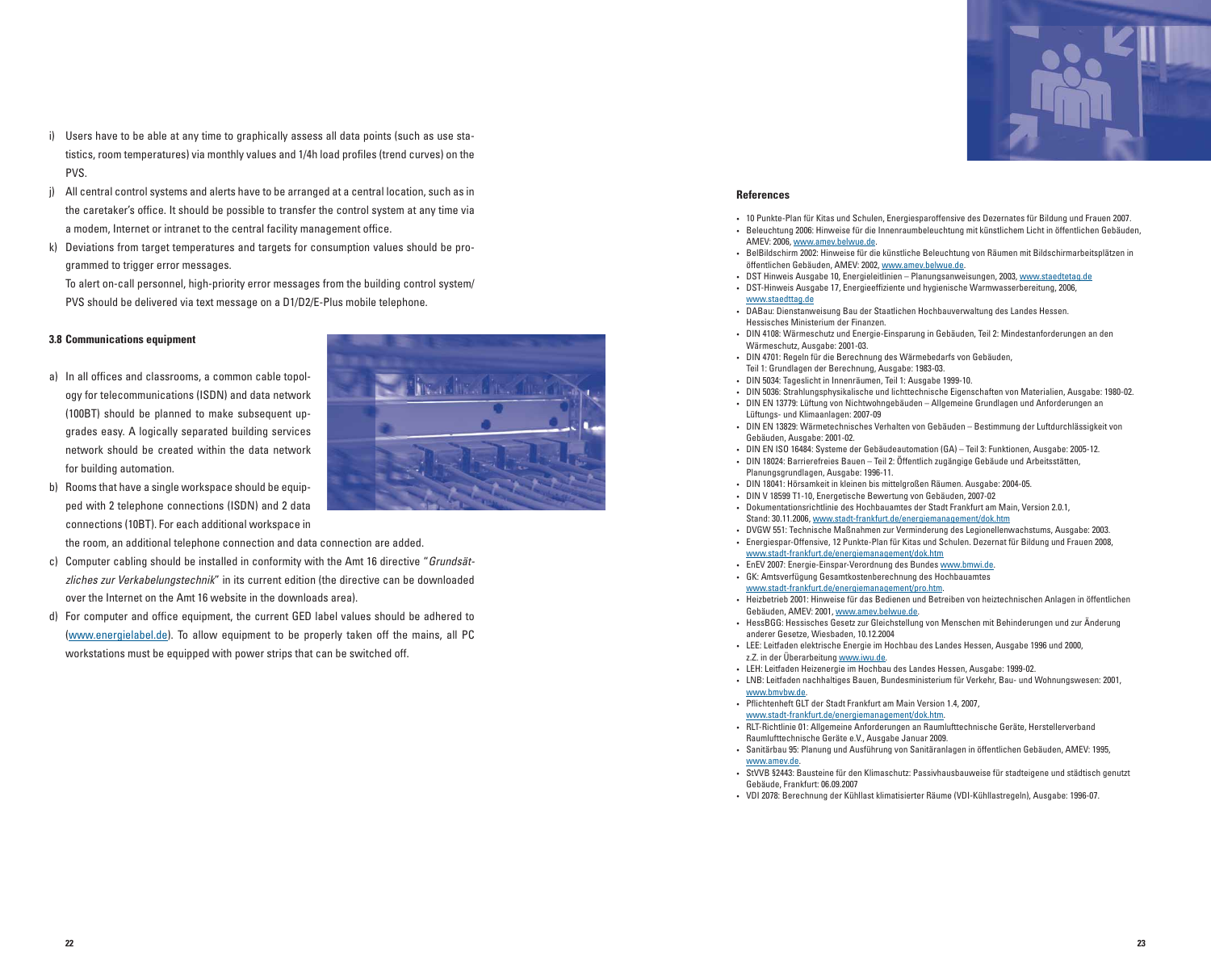i) Users have to be able at any time to graphically assess all data points (such as use statistics, room temperatures) via monthly values and 1/4h load profiles (trend curves) on the PVS.

j) All central control systems and alerts have to be arranged at a central location, such as in the caretaker's office. It should be possible to transfer the control system at any time via a modem, Internet or intranet to the central facility management office.

k) Deviations from target temperatures and targets for consumption values should be programmed to trigger error messages.

To alert on-call personnel, high-priority error messages from the building control system/ PVS should be delivered via text message on a D1/D2/E-Plus mobile telephone.

### 3.8 Communications equipment

a) In all offices and classrooms, a common cable topology for telecommunications (ISDN) and data network (100BT) should be planned to make subsequent upgrades easy. A logically separated building services network should be created within the data network for building automation.

b) Rooms that have a single workspace should be equipped with 2 telephone connections (ISDN) and 2 data connections (10BT). For each additional workspace in the room, an additional telephone connection and data connection are added.

c) Computer cabling should be installed in conformity with the Amt 16 directive "*Grundsätzliches zur Verkabelungstechnik*" in its current edition (the directive can be downloaded over the Internet on the Amt 16 website in the downloads area).

d) For computer and office equipment, the current GED label values should be adhered to (www.energielabel.de). To allow equipment to be properly taken off the mains, all PC workstations must be equipped with power strips that can be switched off.

### References

- 10 Punkte-Plan für Kitas und Schulen, Energiesparoffensive des Dezernates für Bildung und Frauen 2007.
- Beleuchtung 2006: Hinweise für die Innenraumbeleuchtung mit künstlichem Licht in öffentlichen Gebäuden, AMEV: 2006, www.amev.belwue.de.
- BelBildschirm 2002: Hinweise für die künstliche Beleuchtung von Räumen mit Bildschirmarbeitsplätzen in öffentlichen Gebäuden, AMEV: 2002, www.amev.belwue.de.
- DST Hinweis Ausgabe 10, Energieleitlinien – Planungsanweisungen, 2003, www.staedtetag.de
- DST-Hinweis Ausgabe 17, Energieeffiziente und hygienische Warmwasserbereitung, 2006, www.staedttag.de
- DABau: Dienstanweisung Bau der Staatlichen Hochbauverwaltung des Landes Hessen. Hessisches Ministerium der Finanzen.
- DIN 4108: Wärmeschutz und Energie-Einsparung in Gebäuden, Teil 2: Mindestanforderungen an den Wärmeschutz, Ausgabe: 2001-03.
- DIN 4701: Regeln für die Berechnung des Wärmebedarfs von Gebäuden, Teil 1: Grundlagen der Berechnung, Ausgabe: 1983-03.
- DIN 5034: Tageslicht in Innenräumen, Teil 1: Ausgabe 1999-10.
- DIN 5036: Strahlungsphysikalische und lichttechnische Eigenschaften von Materialien, Ausgabe: 1980-02.
- DIN EN 13779: Lüftung von Nichtwohngebäuden – Allgemeine Grundlagen und Anforderungen an Lüftungs- und Klimaanlagen: 2007-09
- DIN EN 13829: Wärmetechnisches Verhalten von Gebäuden – Bestimmung der Luftdurchlässigkeit von Gebäuden, Ausgabe: 2001-02.
- DIN EN ISO 16484: Systeme der Gebäudeautomation (GA) – Teil 3: Funktionen, Ausgabe: 2005-12.
- DIN 18024: Barrierefreies Bauen – Teil 2: Öffentlich zugängige Gebäude und Arbeitsstätten, Planungsgrundlagen, Ausgabe: 1996-11.
- DIN 18041: Hörsamkeit in kleinen bis mittelgroßen Räumen. Ausgabe: 2004-05.
- DIN V 18599 T1-10, Energetische Bewertung von Gebäuden, 2007-02
- Dokumentationsrichtlinie des Hochbauamtes der Stadt Frankfurt am Main, Version 2.0.1, Stand: 30.11.2006, www.stadt-frankfurt.de/energiemanagement/dok.htm
- DVGW 551: Technische Maßnahmen zur Verminderung des Legionellenwachstums, Ausgabe: 2003.
- Energiespar-Offensive, 12 Punkte-Plan für Kitas und Schulen. Dezernat für Bildung und Frauen 2008, www.stadt-frankfurt.de/energiemanagement/dok.htm
- EnEV 2007: Energie-Einspar-Verordnung des Bundes www.bmwi.de.
- GK: Amtsverfügung Gesamtkostenberechnung des Hochbauamtes www.stadt-frankfurt.de/energiemanagement/pro.htm.
- Heizbetrieb 2001: Hinweise für das Bedienen und Betreiben von heiztechnischen Anlagen in öffentlichen Gebäuden, AMEV: 2001, www.amev.belwue.de.
- HessBGG: Hessisches Gesetz zur Gleichstellung von Menschen mit Behinderungen und zur Änderung anderer Gesetze, Wiesbaden, 10.12.2004
- LEE: Leitfaden elektrische Energie im Hochbau des Landes Hessen, Ausgabe 1996 und 2000, z.Z. in der Überarbeitung www.iwu.de.
- LEH: Leitfaden Heizenergie im Hochbau des Landes Hessen, Ausgabe: 1999-02.
- LNB: Leitfaden nachhaltiges Bauen, Bundesministerium für Verkehr, Bau- und Wohnungswesen: 2001, www.bmvbw.de.
- Pflichtenheft GLT der Stadt Frankfurt am Main Version 1.4, 2007, www.stadt-frankfurt.de/energiemanagement/dok.htm.
- RLT-Richtlinie 01: Allgemeine Anforderungen an Raumlufttechnische Geräte, Herstellerverband Raumlufttechnische Geräte e.V., Ausgabe Januar 2009.
- Sanitärbau 95: Planung und Ausführung von Sanitäranlagen in öffentlichen Gebäuden, AMEV: 1995, www.amev.de.
- StVVB §2443: Bausteine für den Klimaschutz: Passivhausbauweise für stadteigene und städtisch genutzt Gebäude, Frankfurt: 06.09.2007
- VDI 2078: Berechnung der Kühllast klimatisierter Räume (VDI-Kühllastregeln), Ausgabe: 1996-07.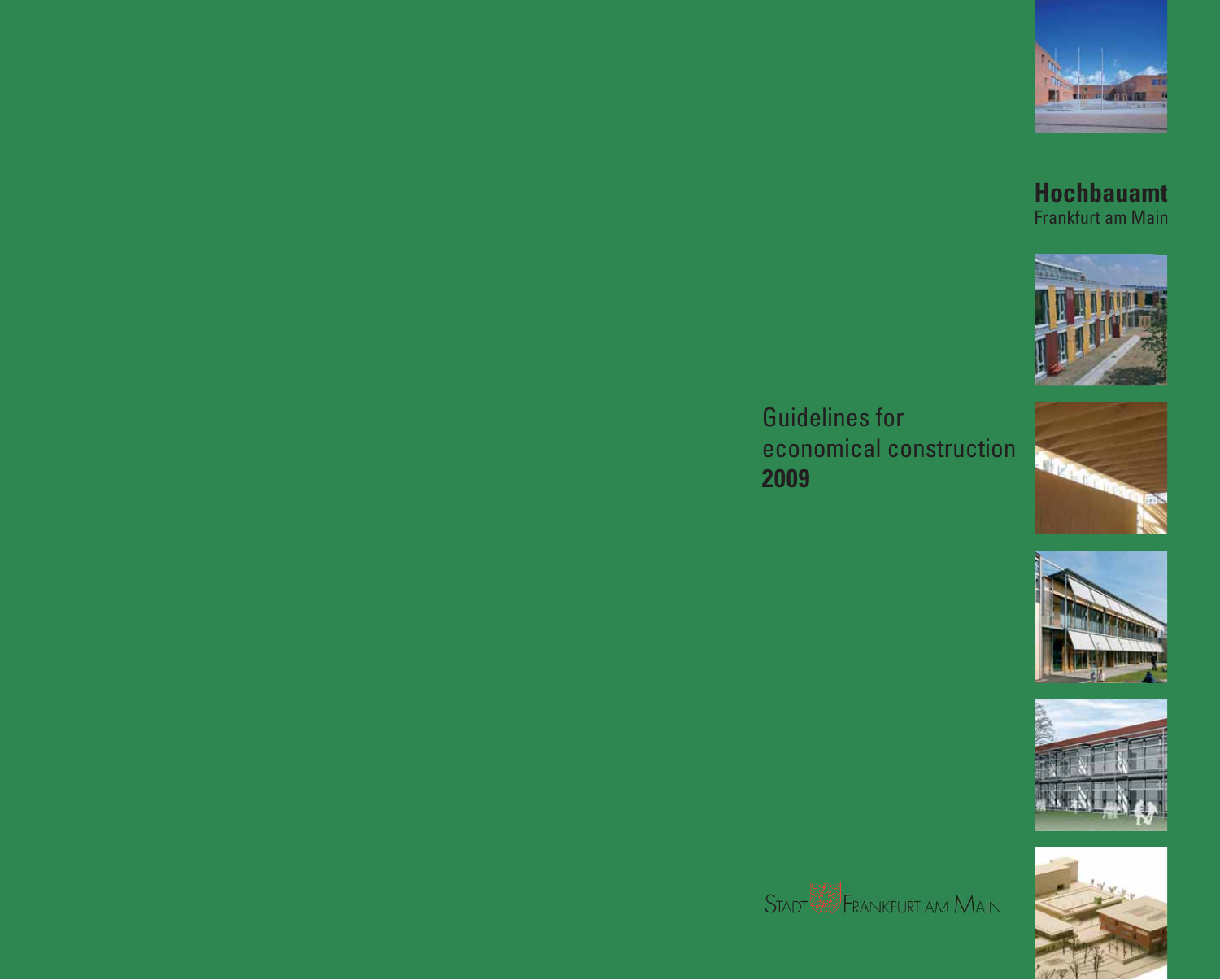**Hochbauamt**
Frankfurt am Main

Guidelines for
economical construction
**2009**

Stadt Frankfurt am Main